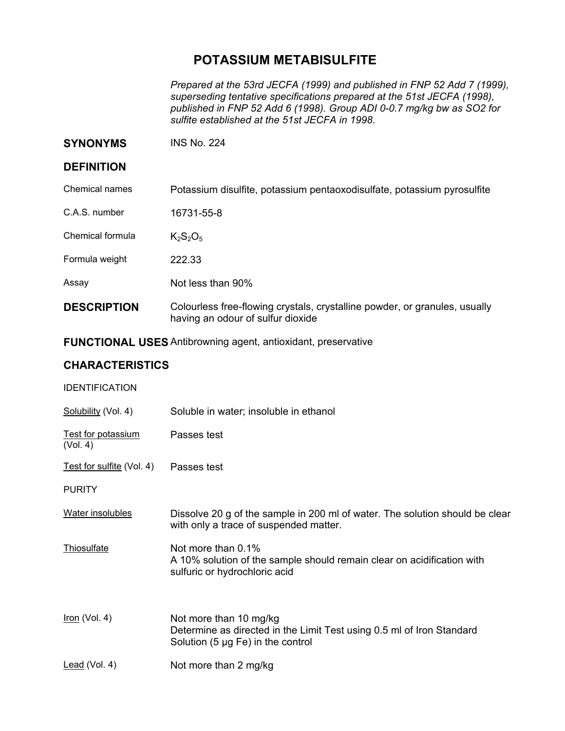# POTASSIUM METABISULFITE

*Prepared at the 53rd JECFA (1999) and published in FNP 52 Add 7 (1999), superseding tentative specifications prepared at the 51st JECFA (1998), published in FNP 52 Add 6 (1998). Group ADI 0-0.7 mg/kg bw as SO2 for sulfite established at the 51st JECFA in 1998.*

## SYNONYMS

INS No. 224

## DEFINITION

| | |
|---|---|
| Chemical names | Potassium disulfite, potassium pentaoxodisulfate, potassium pyrosulfite |
| C.A.S. number | 16731-55-8 |
| Chemical formula | $K_2S_2O_5$ |
| Formula weight | 222.33 |
| Assay | Not less than 90% |

## DESCRIPTION

Colourless free-flowing crystals, crystalline powder, or granules, usually having an odour of sulfur dioxide

## FUNCTIONAL USES

Antibrowning agent, antioxidant, preservative

## CHARACTERISTICS

### IDENTIFICATION

**Solubility** (Vol. 4)
Soluble in water; insoluble in ethanol

**Test for potassium** (Vol. 4)
Passes test

**Test for sulfite** (Vol. 4)
Passes test

### PURITY

**Water insolubles**
Dissolve 20 g of the sample in 200 ml of water. The solution should be clear with only a trace of suspended matter.

**Thiosulfate**
Not more than 0.1%
A 10% solution of the sample should remain clear on acidification with sulfuric or hydrochloric acid

**Iron** (Vol. 4)
Not more than 10 mg/kg
Determine as directed in the Limit Test using 0.5 ml of Iron Standard Solution (5 µg Fe) in the control

**Lead** (Vol. 4)
Not more than 2 mg/kg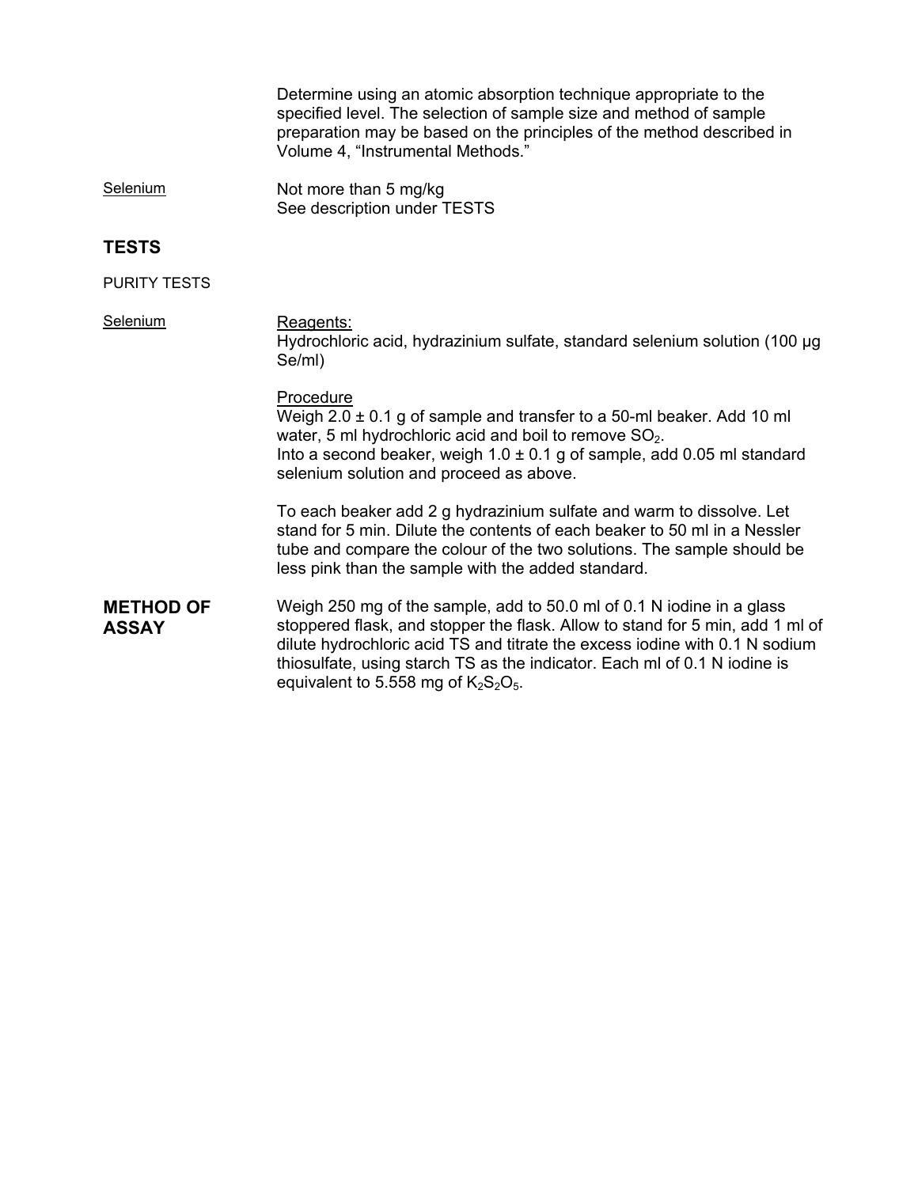Determine using an atomic absorption technique appropriate to the specified level. The selection of sample size and method of sample preparation may be based on the principles of the method described in Volume 4, "Instrumental Methods."

Selenium

Not more than 5 mg/kg
See description under TESTS

## TESTS

PURITY TESTS

Selenium

Reagents:
Hydrochloric acid, hydrazinium sulfate, standard selenium solution (100 µg Se/ml)

Procedure
Weigh 2.0 ± 0.1 g of sample and transfer to a 50-ml beaker. Add 10 ml water, 5 ml hydrochloric acid and boil to remove $SO_2$.
Into a second beaker, weigh 1.0 ± 0.1 g of sample, add 0.05 ml standard selenium solution and proceed as above.

To each beaker add 2 g hydrazinium sulfate and warm to dissolve. Let stand for 5 min. Dilute the contents of each beaker to 50 ml in a Nessler tube and compare the colour of the two solutions. The sample should be less pink than the sample with the added standard.

## METHOD OF ASSAY

Weigh 250 mg of the sample, add to 50.0 ml of 0.1 N iodine in a glass stoppered flask, and stopper the flask. Allow to stand for 5 min, add 1 ml of dilute hydrochloric acid TS and titrate the excess iodine with 0.1 N sodium thiosulfate, using starch TS as the indicator. Each ml of 0.1 N iodine is equivalent to 5.558 mg of $K_2S_2O_5$.